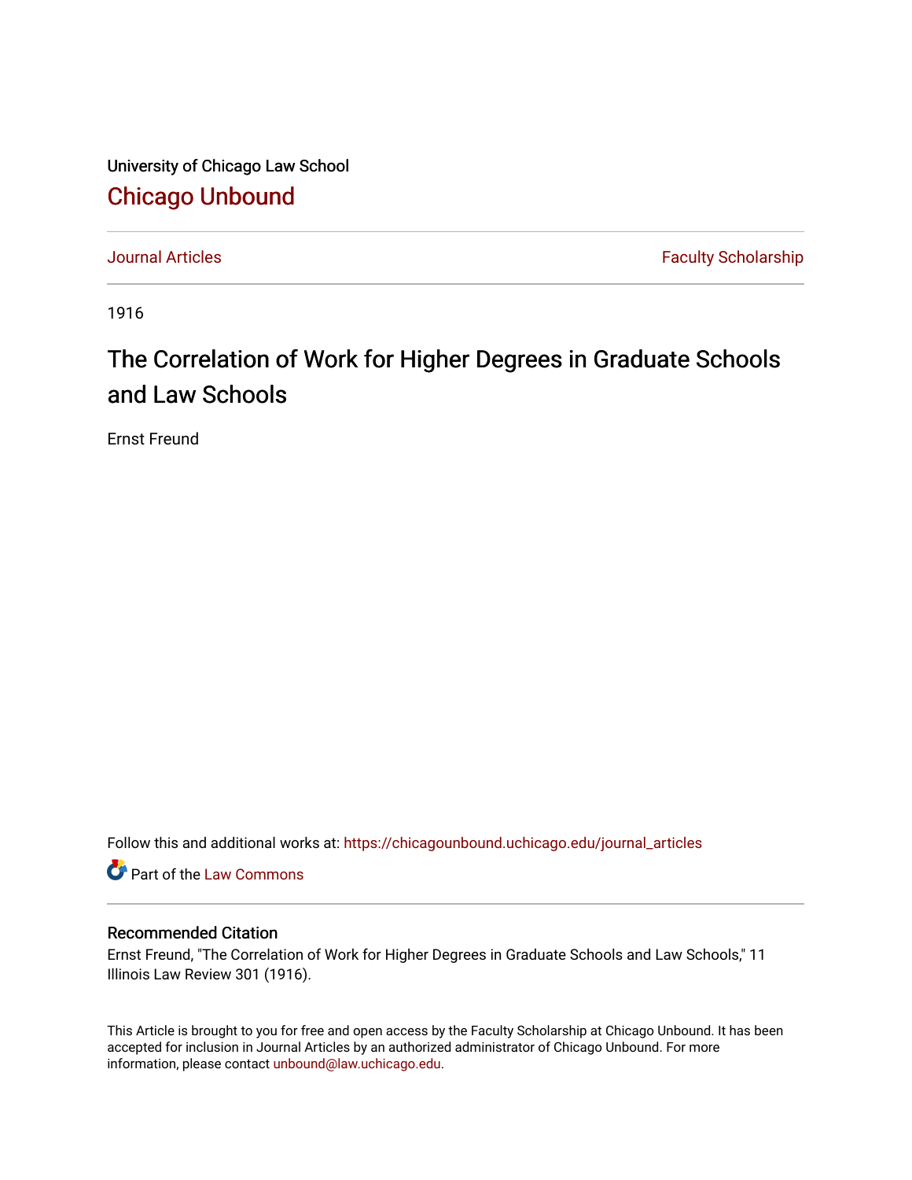University of Chicago Law School

# Chicago Unbound

Journal Articles | Faculty Scholarship

1916

## The Correlation of Work for Higher Degrees in Graduate Schools and Law Schools

Ernst Freund

Follow this and additional works at: https://chicagounbound.uchicago.edu/journal_articles

Part of the Law Commons

### Recommended Citation

Ernst Freund, "The Correlation of Work for Higher Degrees in Graduate Schools and Law Schools," 11 Illinois Law Review 301 (1916).

This Article is brought to you for free and open access by the Faculty Scholarship at Chicago Unbound. It has been accepted for inclusion in Journal Articles by an authorized administrator of Chicago Unbound. For more information, please contact unbound@law.uchicago.edu.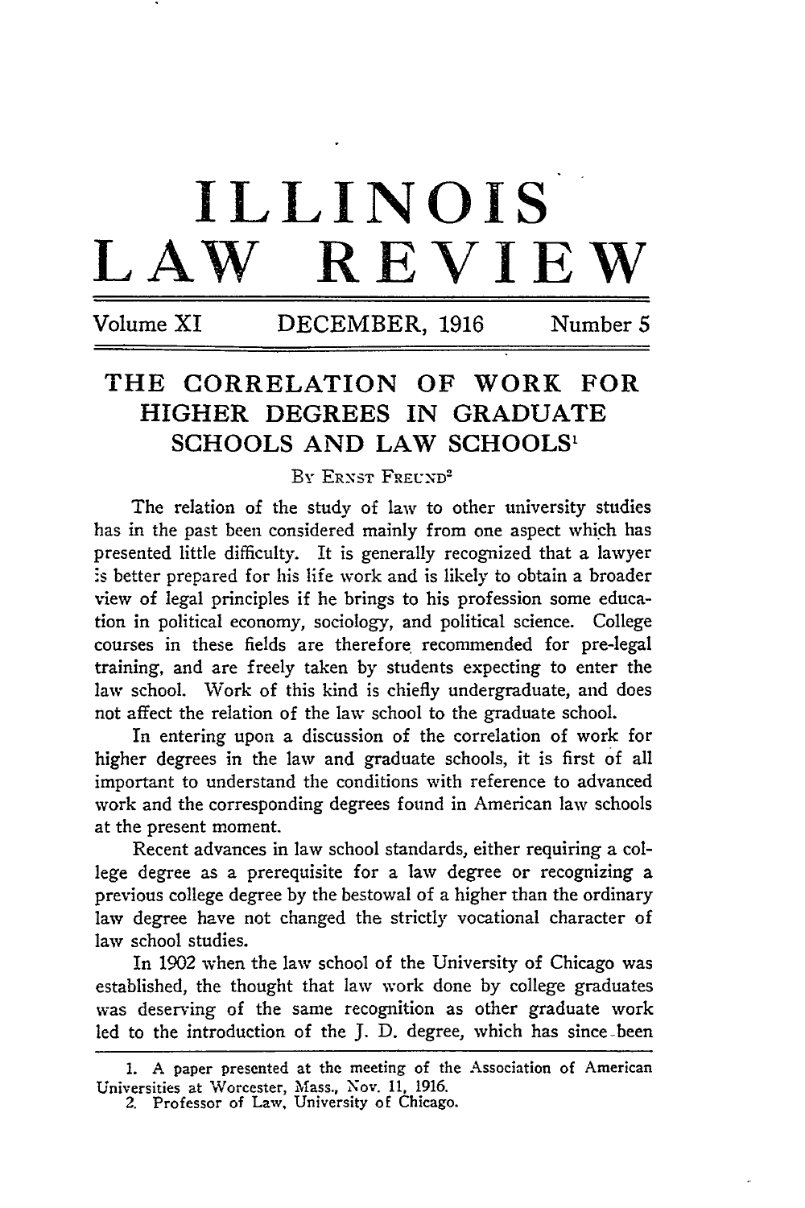# ILLINOIS LAW REVIEW

Volume XI DECEMBER, 1916 Number 5

## THE CORRELATION OF WORK FOR HIGHER DEGREES IN GRADUATE SCHOOLS AND LAW SCHOOLS[1]

By ERNST FREUND[2]

The relation of the study of law to other university studies has in the past been considered mainly from one aspect which has presented little difficulty. It is generally recognized that a lawyer is better prepared for his life work and is likely to obtain a broader view of legal principles if he brings to his profession some education in political economy, sociology, and political science. College courses in these fields are therefore recommended for pre-legal training, and are freely taken by students expecting to enter the law school. Work of this kind is chiefly undergraduate, and does not affect the relation of the law school to the graduate school.

In entering upon a discussion of the correlation of work for higher degrees in the law and graduate schools, it is first of all important to understand the conditions with reference to advanced work and the corresponding degrees found in American law schools at the present moment.

Recent advances in law school standards, either requiring a college degree as a prerequisite for a law degree or recognizing a previous college degree by the bestowal of a higher than the ordinary law degree have not changed the strictly vocational character of law school studies.

In 1902 when the law school of the University of Chicago was established, the thought that law work done by college graduates was deserving of the same recognition as other graduate work led to the introduction of the J. D. degree, which has since been

---

1. A paper presented at the meeting of the Association of American Universities at Worcester, Mass., Nov. 11, 1916.
2. Professor of Law, University of Chicago.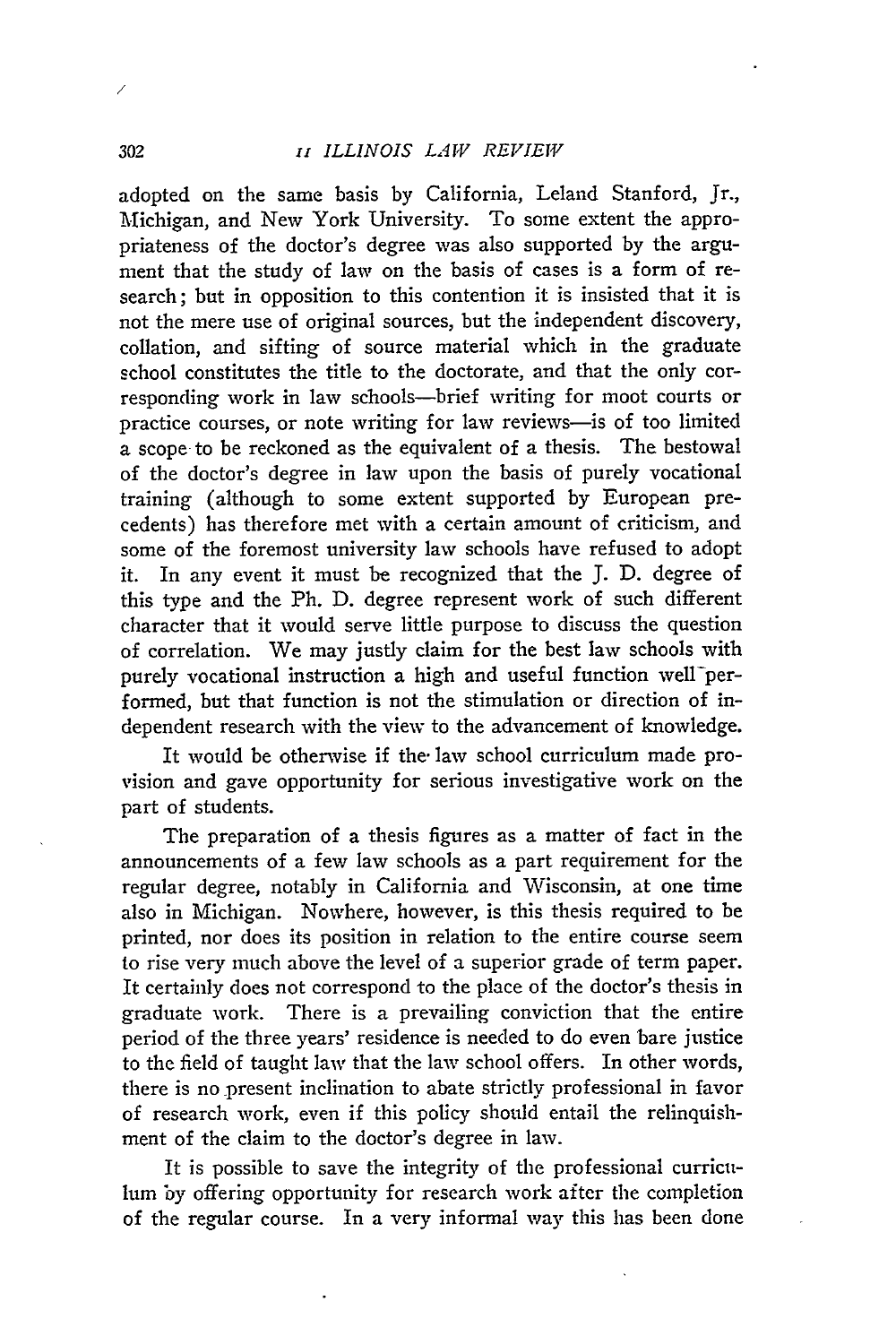adopted on the same basis by California, Leland Stanford, Jr., Michigan, and New York University. To some extent the appropriateness of the doctor's degree was also supported by the argument that the study of law on the basis of cases is a form of research; but in opposition to this contention it is insisted that it is not the mere use of original sources, but the independent discovery, collation, and sifting of source material which in the graduate school constitutes the title to the doctorate, and that the only corresponding work in law schools—brief writing for moot courts or practice courses, or note writing for law reviews—is of too limited a scope to be reckoned as the equivalent of a thesis. The bestowal of the doctor's degree in law upon the basis of purely vocational training (although to some extent supported by European precedents) has therefore met with a certain amount of criticism, and some of the foremost university law schools have refused to adopt it. In any event it must be recognized that the J. D. degree of this type and the Ph. D. degree represent work of such different character that it would serve little purpose to discuss the question of correlation. We may justly claim for the best law schools with purely vocational instruction a high and useful function well performed, but that function is not the stimulation or direction of independent research with the view to the advancement of knowledge.

It would be otherwise if the law school curriculum made provision and gave opportunity for serious investigative work on the part of students.

The preparation of a thesis figures as a matter of fact in the announcements of a few law schools as a part requirement for the regular degree, notably in California and Wisconsin, at one time also in Michigan. Nowhere, however, is this thesis required to be printed, nor does its position in relation to the entire course seem to rise very much above the level of a superior grade of term paper. It certainly does not correspond to the place of the doctor's thesis in graduate work. There is a prevailing conviction that the entire period of the three years' residence is needed to do even bare justice to the field of taught law that the law school offers. In other words, there is no present inclination to abate strictly professional in favor of research work, even if this policy should entail the relinquishment of the claim to the doctor's degree in law.

It is possible to save the integrity of the professional curriculum by offering opportunity for research work after the completion of the regular course. In a very informal way this has been done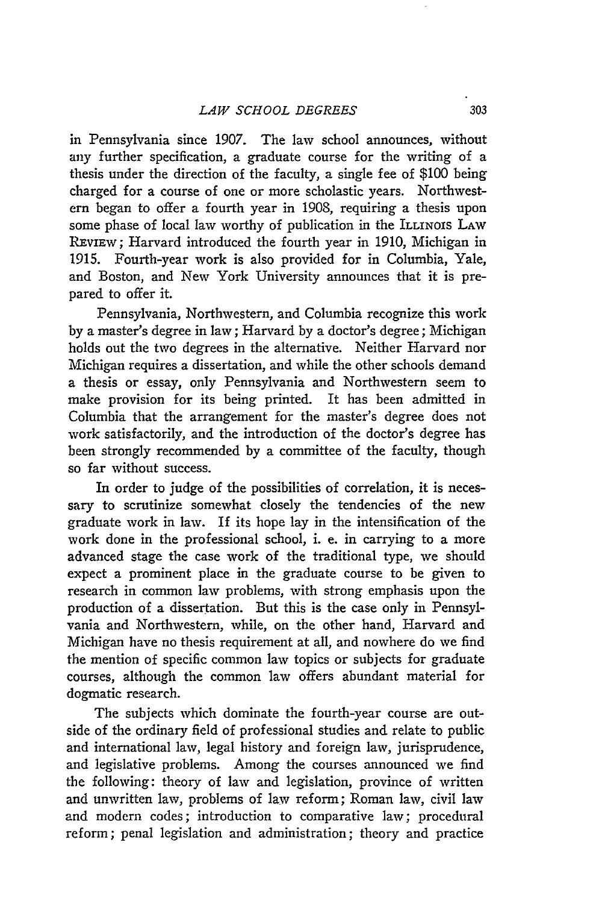in Pennsylvania since 1907. The law school announces, without any further specification, a graduate course for the writing of a thesis under the direction of the faculty, a single fee of $100 being charged for a course of one or more scholastic years. Northwestern began to offer a fourth year in 1908, requiring a thesis upon some phase of local law worthy of publication in the ILLINOIS LAW REVIEW; Harvard introduced the fourth year in 1910, Michigan in 1915. Fourth-year work is also provided for in Columbia, Yale, and Boston, and New York University announces that it is prepared to offer it.

Pennsylvania, Northwestern, and Columbia recognize this work by a master's degree in law; Harvard by a doctor's degree; Michigan holds out the two degrees in the alternative. Neither Harvard nor Michigan requires a dissertation, and while the other schools demand a thesis or essay, only Pennsylvania and Northwestern seem to make provision for its being printed. It has been admitted in Columbia that the arrangement for the master's degree does not work satisfactorily, and the introduction of the doctor's degree has been strongly recommended by a committee of the faculty, though so far without success.

In order to judge of the possibilities of correlation, it is necessary to scrutinize somewhat closely the tendencies of the new graduate work in law. If its hope lay in the intensification of the work done in the professional school, i. e. in carrying to a more advanced stage the case work of the traditional type, we should expect a prominent place in the graduate course to be given to research in common law problems, with strong emphasis upon the production of a dissertation. But this is the case only in Pennsylvania and Northwestern, while, on the other hand, Harvard and Michigan have no thesis requirement at all, and nowhere do we find the mention of specific common law topics or subjects for graduate courses, although the common law offers abundant material for dogmatic research.

The subjects which dominate the fourth-year course are outside of the ordinary field of professional studies and relate to public and international law, legal history and foreign law, jurisprudence, and legislative problems. Among the courses announced we find the following: theory of law and legislation, province of written and unwritten law, problems of law reform; Roman law, civil law and modern codes; introduction to comparative law; procedural reform; penal legislation and administration; theory and practice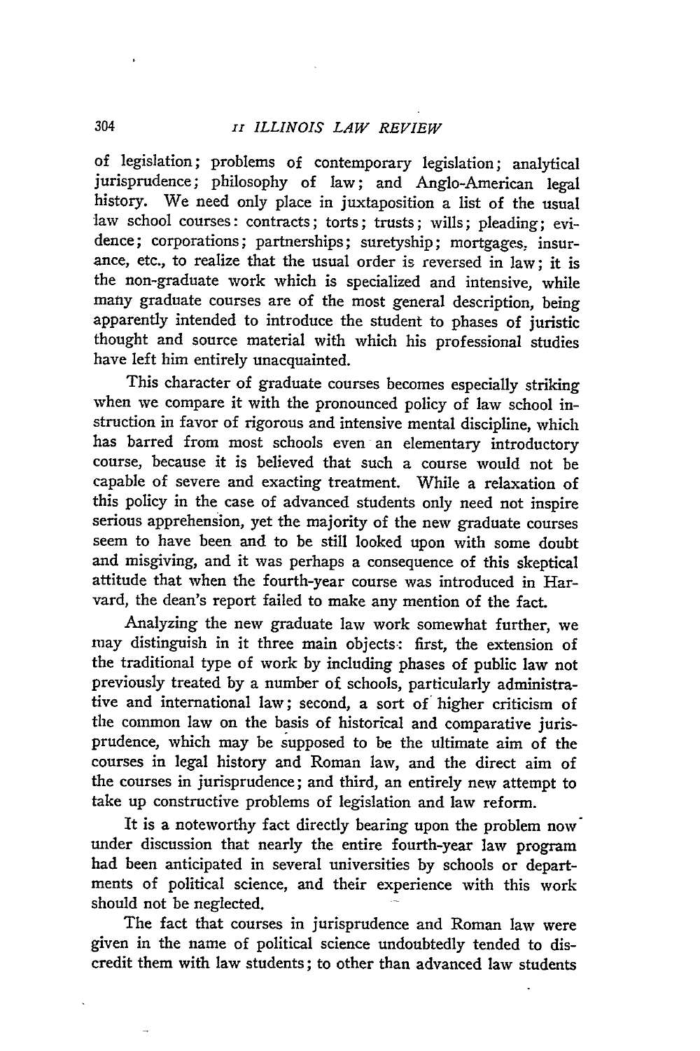of legislation; problems of contemporary legislation; analytical jurisprudence; philosophy of law; and Anglo-American legal history. We need only place in juxtaposition a list of the usual law school courses: contracts; torts; trusts; wills; pleading; evidence; corporations; partnerships; suretyship; mortgages, insurance, etc., to realize that the usual order is reversed in law; it is the non-graduate work which is specialized and intensive, while many graduate courses are of the most general description, being apparently intended to introduce the student to phases of juristic thought and source material with which his professional studies have left him entirely unacquainted.

This character of graduate courses becomes especially striking when we compare it with the pronounced policy of law school instruction in favor of rigorous and intensive mental discipline, which has barred from most schools even an elementary introductory course, because it is believed that such a course would not be capable of severe and exacting treatment. While a relaxation of this policy in the case of advanced students only need not inspire serious apprehension, yet the majority of the new graduate courses seem to have been and to be still looked upon with some doubt and misgiving, and it was perhaps a consequence of this skeptical attitude that when the fourth-year course was introduced in Harvard, the dean's report failed to make any mention of the fact.

Analyzing the new graduate law work somewhat further, we may distinguish in it three main objects: first, the extension of the traditional type of work by including phases of public law not previously treated by a number of schools, particularly administrative and international law; second, a sort of higher criticism of the common law on the basis of historical and comparative jurisprudence, which may be supposed to be the ultimate aim of the courses in legal history and Roman law, and the direct aim of the courses in jurisprudence; and third, an entirely new attempt to take up constructive problems of legislation and law reform.

It is a noteworthy fact directly bearing upon the problem now under discussion that nearly the entire fourth-year law program had been anticipated in several universities by schools or departments of political science, and their experience with this work should not be neglected.

The fact that courses in jurisprudence and Roman law were given in the name of political science undoubtedly tended to discredit them with law students; to other than advanced law students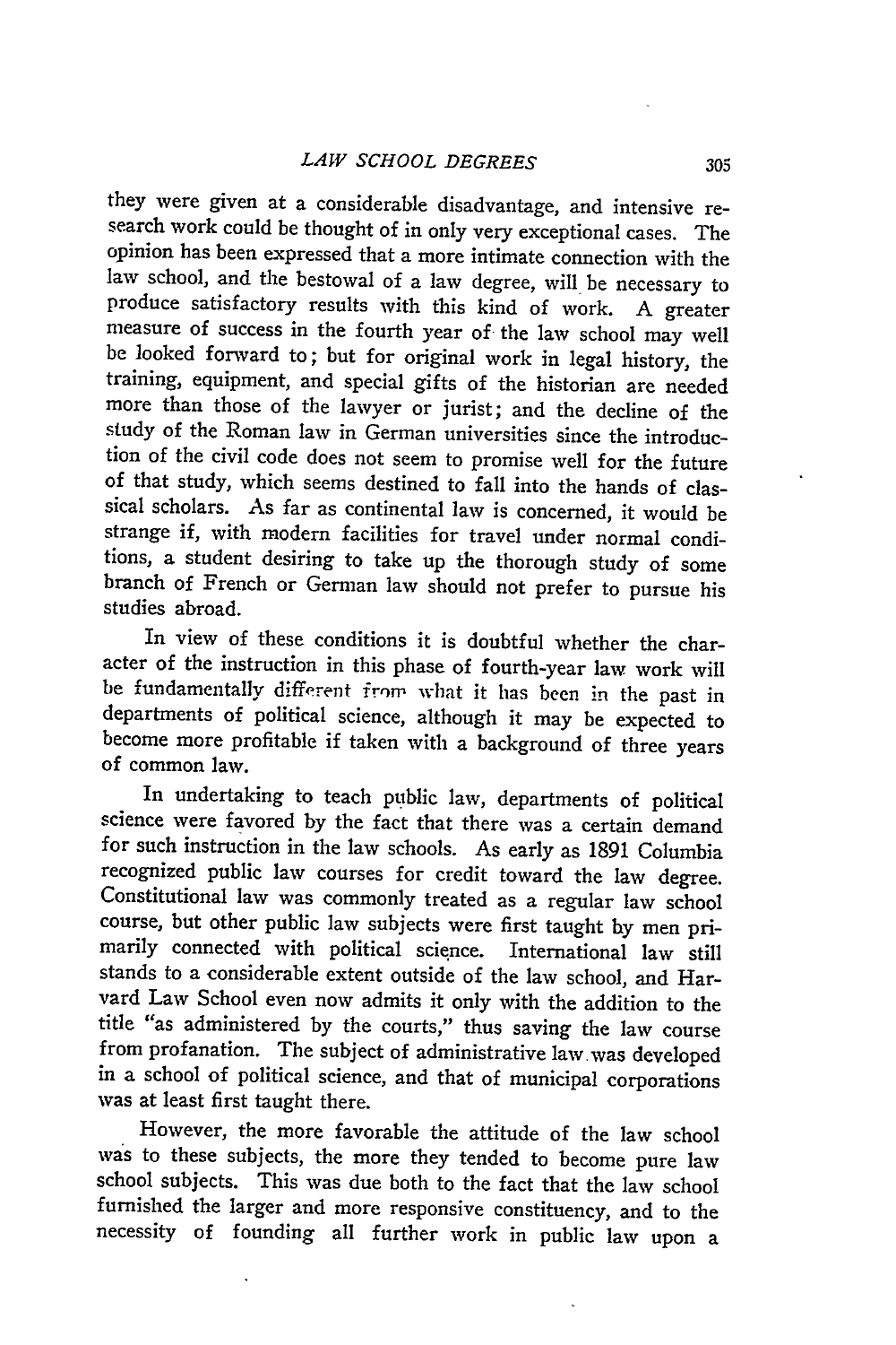they were given at a considerable disadvantage, and intensive research work could be thought of in only very exceptional cases. The opinion has been expressed that a more intimate connection with the law school, and the bestowal of a law degree, will be necessary to produce satisfactory results with this kind of work. A greater measure of success in the fourth year of the law school may well be looked forward to; but for original work in legal history, the training, equipment, and special gifts of the historian are needed more than those of the lawyer or jurist; and the decline of the study of the Roman law in German universities since the introduction of the civil code does not seem to promise well for the future of that study, which seems destined to fall into the hands of classical scholars. As far as continental law is concerned, it would be strange if, with modern facilities for travel under normal conditions, a student desiring to take up the thorough study of some branch of French or German law should not prefer to pursue his studies abroad.

In view of these conditions it is doubtful whether the character of the instruction in this phase of fourth-year law work will be fundamentally different from what it has been in the past in departments of political science, although it may be expected to become more profitable if taken with a background of three years of common law.

In undertaking to teach public law, departments of political science were favored by the fact that there was a certain demand for such instruction in the law schools. As early as 1891 Columbia recognized public law courses for credit toward the law degree. Constitutional law was commonly treated as a regular law school course, but other public law subjects were first taught by men primarily connected with political science. International law still stands to a considerable extent outside of the law school, and Harvard Law School even now admits it only with the addition to the title "as administered by the courts," thus saving the law course from profanation. The subject of administrative law was developed in a school of political science, and that of municipal corporations was at least first taught there.

However, the more favorable the attitude of the law school was to these subjects, the more they tended to become pure law school subjects. This was due both to the fact that the law school furnished the larger and more responsive constituency, and to the necessity of founding all further work in public law upon a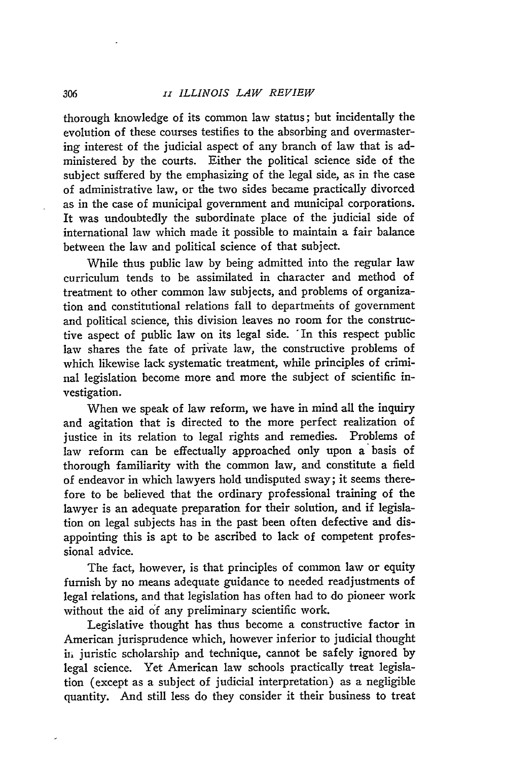thorough knowledge of its common law status; but incidentally the evolution of these courses testifies to the absorbing and overmastering interest of the judicial aspect of any branch of law that is administered by the courts. Either the political science side of the subject suffered by the emphasizing of the legal side, as in the case of administrative law, or the two sides became practically divorced as in the case of municipal government and municipal corporations. It was undoubtedly the subordinate place of the judicial side of international law which made it possible to maintain a fair balance between the law and political science of that subject.

While thus public law by being admitted into the regular law curriculum tends to be assimilated in character and method of treatment to other common law subjects, and problems of organization and constitutional relations fall to departments of government and political science, this division leaves no room for the constructive aspect of public law on its legal side. In this respect public law shares the fate of private law, the constructive problems of which likewise lack systematic treatment, while principles of criminal legislation become more and more the subject of scientific investigation.

When we speak of law reform, we have in mind all the inquiry and agitation that is directed to the more perfect realization of justice in its relation to legal rights and remedies. Problems of law reform can be effectually approached only upon a basis of thorough familiarity with the common law, and constitute a field of endeavor in which lawyers hold undisputed sway; it seems therefore to be believed that the ordinary professional training of the lawyer is an adequate preparation for their solution, and if legislation on legal subjects has in the past been often defective and disappointing this is apt to be ascribed to lack of competent professional advice.

The fact, however, is that principles of common law or equity furnish by no means adequate guidance to needed readjustments of legal relations, and that legislation has often had to do pioneer work without the aid of any preliminary scientific work.

Legislative thought has thus become a constructive factor in American jurisprudence which, however inferior to judicial thought in juristic scholarship and technique, cannot be safely ignored by legal science. Yet American law schools practically treat legislation (except as a subject of judicial interpretation) as a negligible quantity. And still less do they consider it their business to treat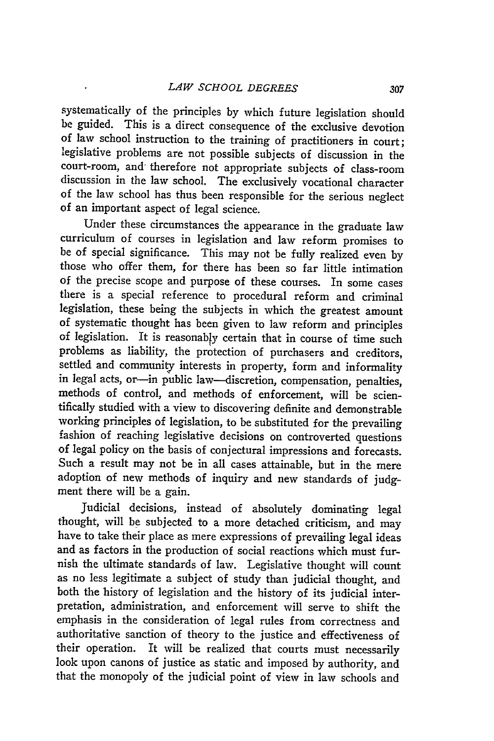systematically of the principles by which future legislation should be guided. This is a direct consequence of the exclusive devotion of law school instruction to the training of practitioners in court; legislative problems are not possible subjects of discussion in the court-room, and therefore not appropriate subjects of class-room discussion in the law school. The exclusively vocational character of the law school has thus been responsible for the serious neglect of an important aspect of legal science.

Under these circumstances the appearance in the graduate law curriculum of courses in legislation and law reform promises to be of special significance. This may not be fully realized even by those who offer them, for there has been so far little intimation of the precise scope and purpose of these courses. In some cases there is a special reference to procedural reform and criminal legislation, these being the subjects in which the greatest amount of systematic thought has been given to law reform and principles of legislation. It is reasonably certain that in course of time such problems as liability, the protection of purchasers and creditors, settled and community interests in property, form and informality in legal acts, or—in public law—discretion, compensation, penalties, methods of control, and methods of enforcement, will be scientifically studied with a view to discovering definite and demonstrable working principles of legislation, to be substituted for the prevailing fashion of reaching legislative decisions on controverted questions of legal policy on the basis of conjectural impressions and forecasts. Such a result may not be in all cases attainable, but in the mere adoption of new methods of inquiry and new standards of judgment there will be a gain.

Judicial decisions, instead of absolutely dominating legal thought, will be subjected to a more detached criticism, and may have to take their place as mere expressions of prevailing legal ideas and as factors in the production of social reactions which must furnish the ultimate standards of law. Legislative thought will count as no less legitimate a subject of study than judicial thought, and both the history of legislation and the history of its judicial interpretation, administration, and enforcement will serve to shift the emphasis in the consideration of legal rules from correctness and authoritative sanction of theory to the justice and effectiveness of their operation. It will be realized that courts must necessarily look upon canons of justice as static and imposed by authority, and that the monopoly of the judicial point of view in law schools and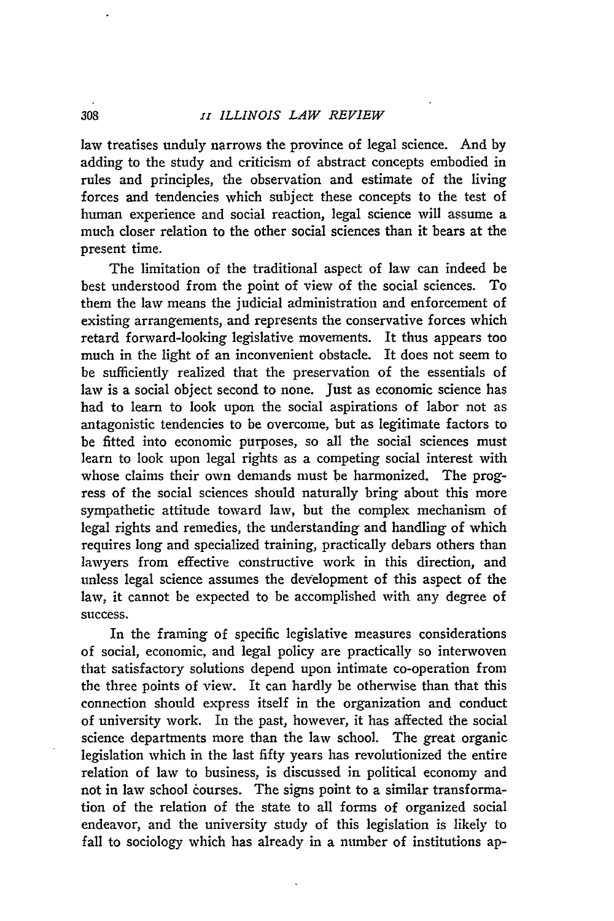law treatises unduly narrows the province of legal science. And by adding to the study and criticism of abstract concepts embodied in rules and principles, the observation and estimate of the living forces and tendencies which subject these concepts to the test of human experience and social reaction, legal science will assume a much closer relation to the other social sciences than it bears at the present time.

The limitation of the traditional aspect of law can indeed be best understood from the point of view of the social sciences. To them the law means the judicial administration and enforcement of existing arrangements, and represents the conservative forces which retard forward-looking legislative movements. It thus appears too much in the light of an inconvenient obstacle. It does not seem to be sufficiently realized that the preservation of the essentials of law is a social object second to none. Just as economic science has had to learn to look upon the social aspirations of labor not as antagonistic tendencies to be overcome, but as legitimate factors to be fitted into economic purposes, so all the social sciences must learn to look upon legal rights as a competing social interest with whose claims their own demands must be harmonized. The progress of the social sciences should naturally bring about this more sympathetic attitude toward law, but the complex mechanism of legal rights and remedies, the understanding and handling of which requires long and specialized training, practically debars others than lawyers from effective constructive work in this direction, and unless legal science assumes the development of this aspect of the law, it cannot be expected to be accomplished with any degree of success.

In the framing of specific legislative measures considerations of social, economic, and legal policy are practically so interwoven that satisfactory solutions depend upon intimate co-operation from the three points of view. It can hardly be otherwise than that this connection should express itself in the organization and conduct of university work. In the past, however, it has affected the social science departments more than the law school. The great organic legislation which in the last fifty years has revolutionized the entire relation of law to business, is discussed in political economy and not in law school courses. The signs point to a similar transformation of the relation of the state to all forms of organized social endeavor, and the university study of this legislation is likely to fall to sociology which has already in a number of institutions ap-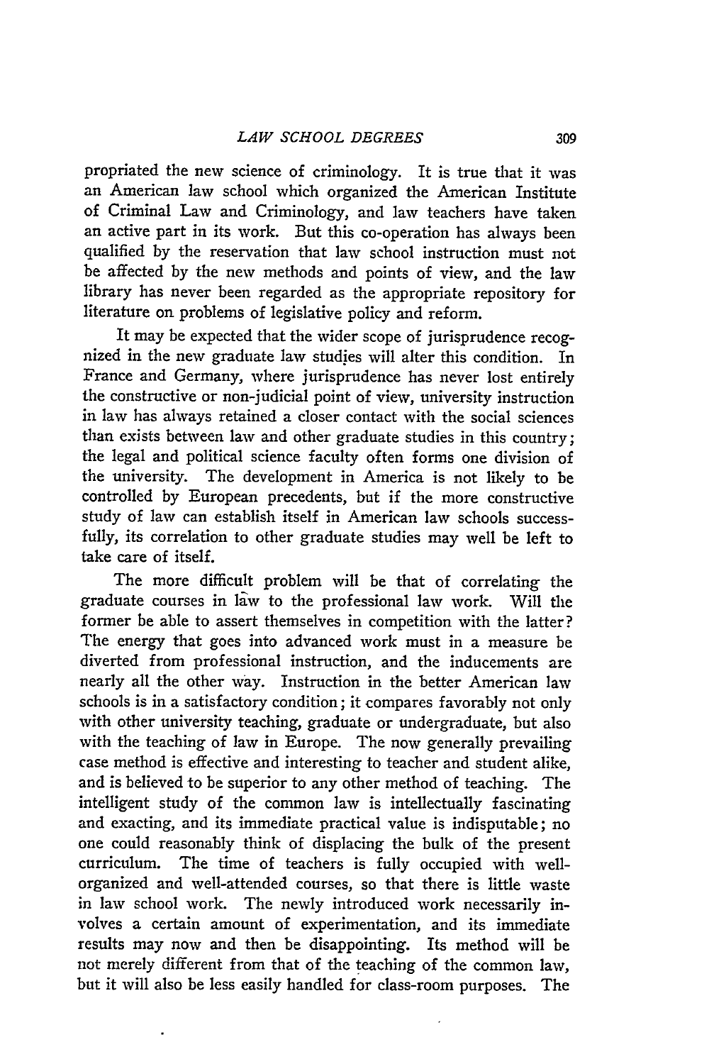propriated the new science of criminology. It is true that it was an American law school which organized the American Institute of Criminal Law and Criminology, and law teachers have taken an active part in its work. But this co-operation has always been qualified by the reservation that law school instruction must not be affected by the new methods and points of view, and the law library has never been regarded as the appropriate repository for literature on problems of legislative policy and reform.

It may be expected that the wider scope of jurisprudence recognized in the new graduate law studies will alter this condition. In France and Germany, where jurisprudence has never lost entirely the constructive or non-judicial point of view, university instruction in law has always retained a closer contact with the social sciences than exists between law and other graduate studies in this country; the legal and political science faculty often forms one division of the university. The development in America is not likely to be controlled by European precedents, but if the more constructive study of law can establish itself in American law schools successfully, its correlation to other graduate studies may well be left to take care of itself.

The more difficult problem will be that of correlating the graduate courses in law to the professional law work. Will the former be able to assert themselves in competition with the latter? The energy that goes into advanced work must in a measure be diverted from professional instruction, and the inducements are nearly all the other way. Instruction in the better American law schools is in a satisfactory condition; it compares favorably not only with other university teaching, graduate or undergraduate, but also with the teaching of law in Europe. The now generally prevailing case method is effective and interesting to teacher and student alike, and is believed to be superior to any other method of teaching. The intelligent study of the common law is intellectually fascinating and exacting, and its immediate practical value is indisputable; no one could reasonably think of displacing the bulk of the present curriculum. The time of teachers is fully occupied with well-organized and well-attended courses, so that there is little waste in law school work. The newly introduced work necessarily involves a certain amount of experimentation, and its immediate results may now and then be disappointing. Its method will be not merely different from that of the teaching of the common law, but it will also be less easily handled for class-room purposes. The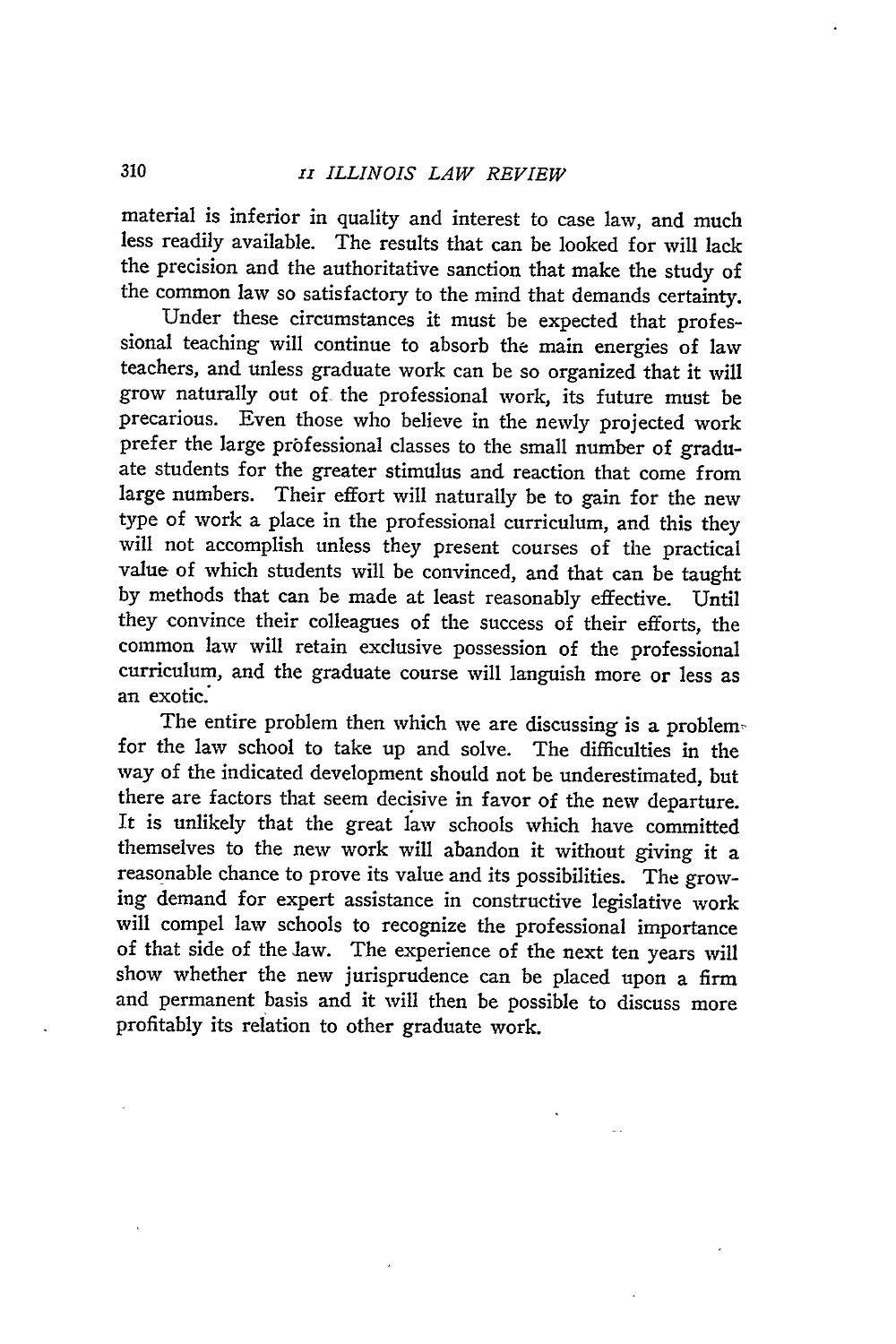material is inferior in quality and interest to case law, and much less readily available. The results that can be looked for will lack the precision and the authoritative sanction that make the study of the common law so satisfactory to the mind that demands certainty.

Under these circumstances it must be expected that professional teaching will continue to absorb the main energies of law teachers, and unless graduate work can be so organized that it will grow naturally out of the professional work, its future must be precarious. Even those who believe in the newly projected work prefer the large professional classes to the small number of graduate students for the greater stimulus and reaction that come from large numbers. Their effort will naturally be to gain for the new type of work a place in the professional curriculum, and this they will not accomplish unless they present courses of the practical value of which students will be convinced, and that can be taught by methods that can be made at least reasonably effective. Until they convince their colleagues of the success of their efforts, the common law will retain exclusive possession of the professional curriculum, and the graduate course will languish more or less as an exotic.

The entire problem then which we are discussing is a problem for the law school to take up and solve. The difficulties in the way of the indicated development should not be underestimated, but there are factors that seem decisive in favor of the new departure. It is unlikely that the great law schools which have committed themselves to the new work will abandon it without giving it a reasonable chance to prove its value and its possibilities. The growing demand for expert assistance in constructive legislative work will compel law schools to recognize the professional importance of that side of the law. The experience of the next ten years will show whether the new jurisprudence can be placed upon a firm and permanent basis and it will then be possible to discuss more profitably its relation to other graduate work.